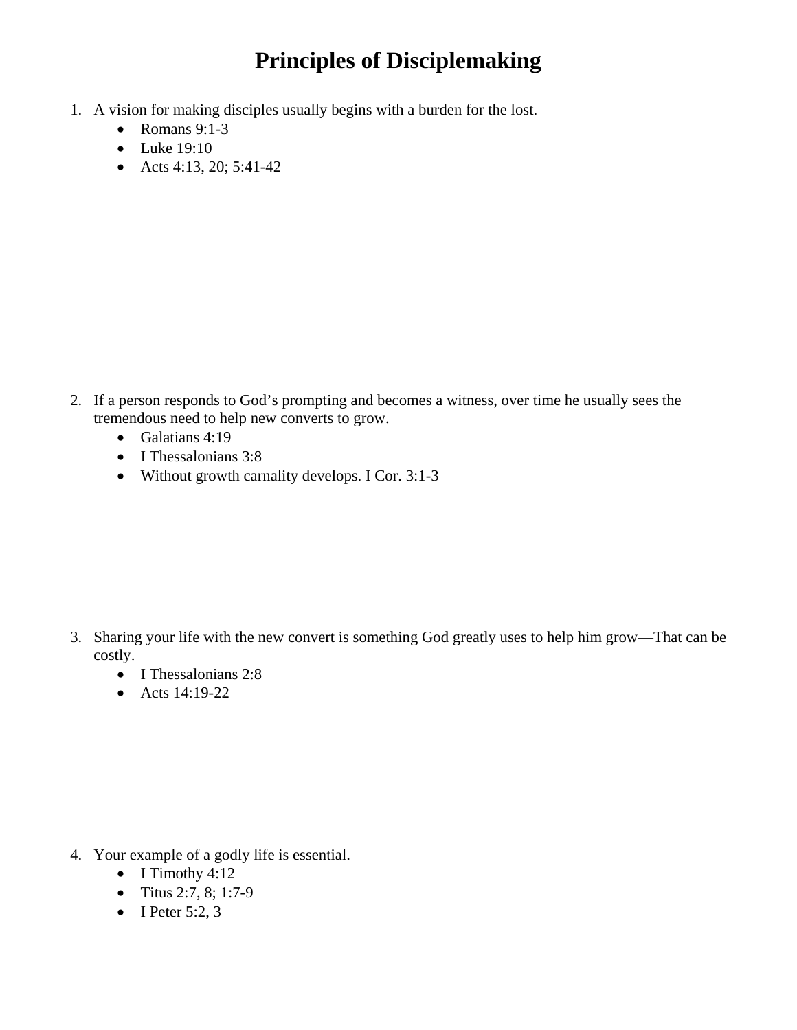# Principles of Disciplemaking

1. A vision for making disciples usually begins with a burden for the lost.
    - Romans 9:1-3
    - Luke 19:10
    - Acts 4:13, 20; 5:41-42

2. If a person responds to God's prompting and becomes a witness, over time he usually sees the tremendous need to help new converts to grow.
    - Galatians 4:19
    - I Thessalonians 3:8
    - Without growth carnality develops. I Cor. 3:1-3

3. Sharing your life with the new convert is something God greatly uses to help him grow—That can be costly.
    - I Thessalonians 2:8
    - Acts 14:19-22

4. Your example of a godly life is essential.
    - I Timothy 4:12
    - Titus 2:7, 8; 1:7-9
    - I Peter 5:2, 3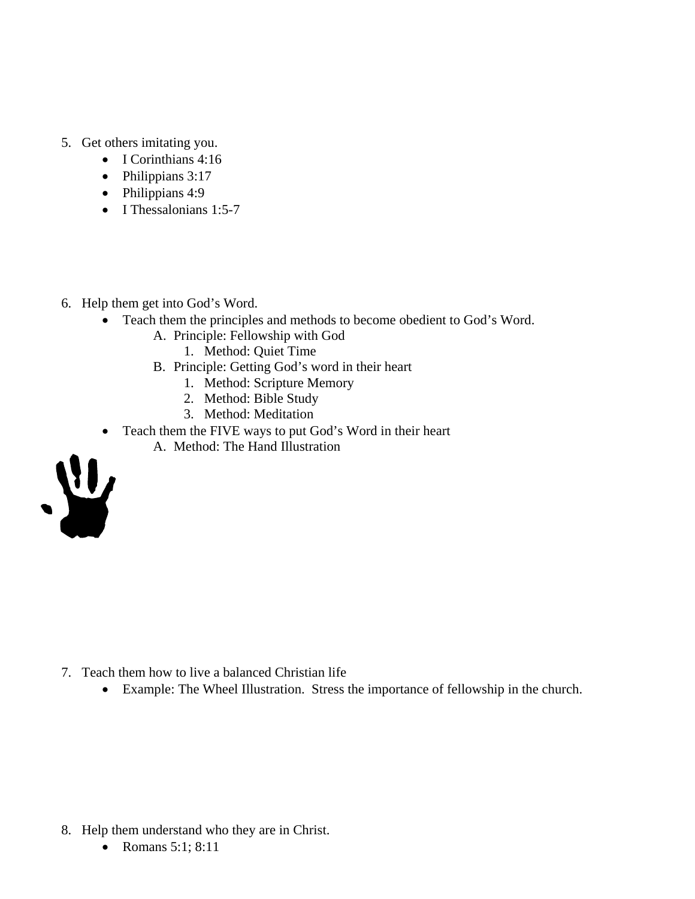5. Get others imitating you.
    - I Corinthians 4:16
    - Philippians 3:17
    - Philippians 4:9
    - I Thessalonians 1:5-7

6. Help them get into God's Word.
    - Teach them the principles and methods to become obedient to God's Word.
        - A. Principle: Fellowship with God
            1. Method: Quiet Time
        - B. Principle: Getting God's word in their heart
            1. Method: Scripture Memory
            2. Method: Bible Study
            3. Method: Meditation
    - Teach them the FIVE ways to put God's Word in their heart
        - A. Method: The Hand Illustration

7. Teach them how to live a balanced Christian life
    - Example: The Wheel Illustration. Stress the importance of fellowship in the church.

8. Help them understand who they are in Christ.
    - Romans 5:1; 8:11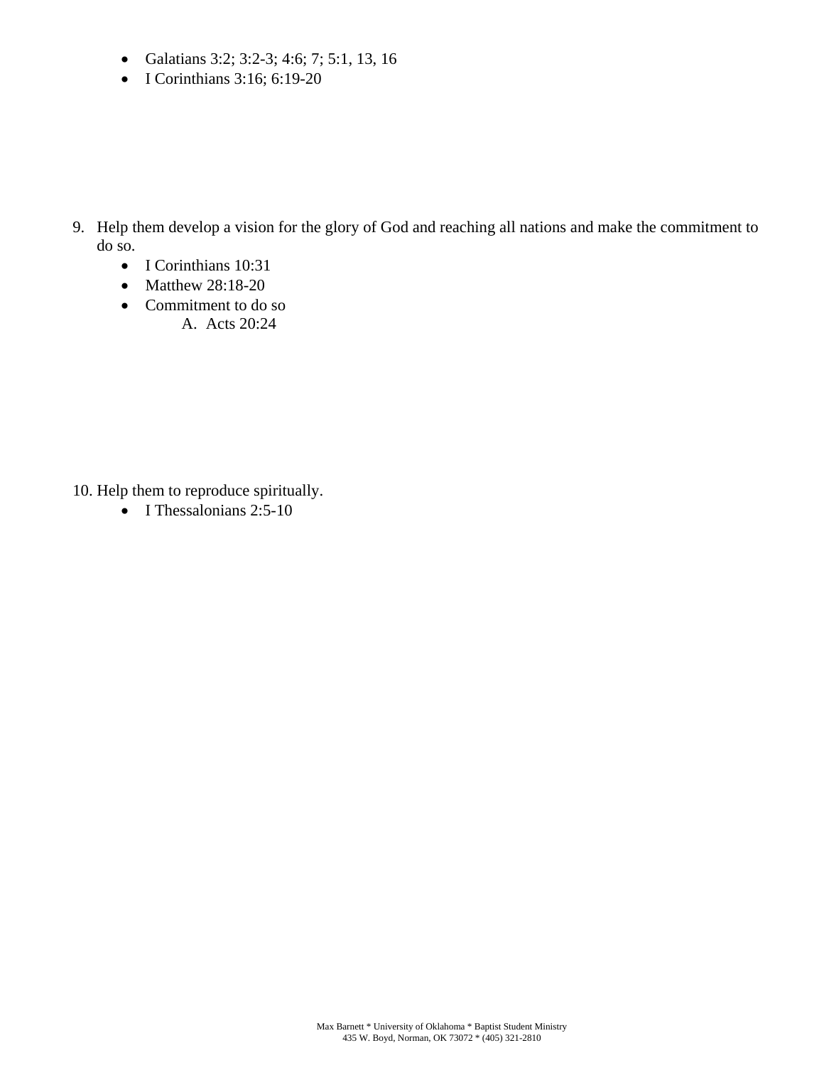- Galatians 3:2; 3:2-3; 4:6; 7; 5:1, 13, 16
- I Corinthians 3:16; 6:19-20

9. Help them develop a vision for the glory of God and reaching all nations and make the commitment to do so.
    - I Corinthians 10:31
    - Matthew 28:18-20
    - Commitment to do so
        A. Acts 20:24

10. Help them to reproduce spiritually.
    - I Thessalonians 2:5-10

Max Barnett * University of Oklahoma * Baptist Student Ministry
435 W. Boyd, Norman, OK 73072 * (405) 321-2810